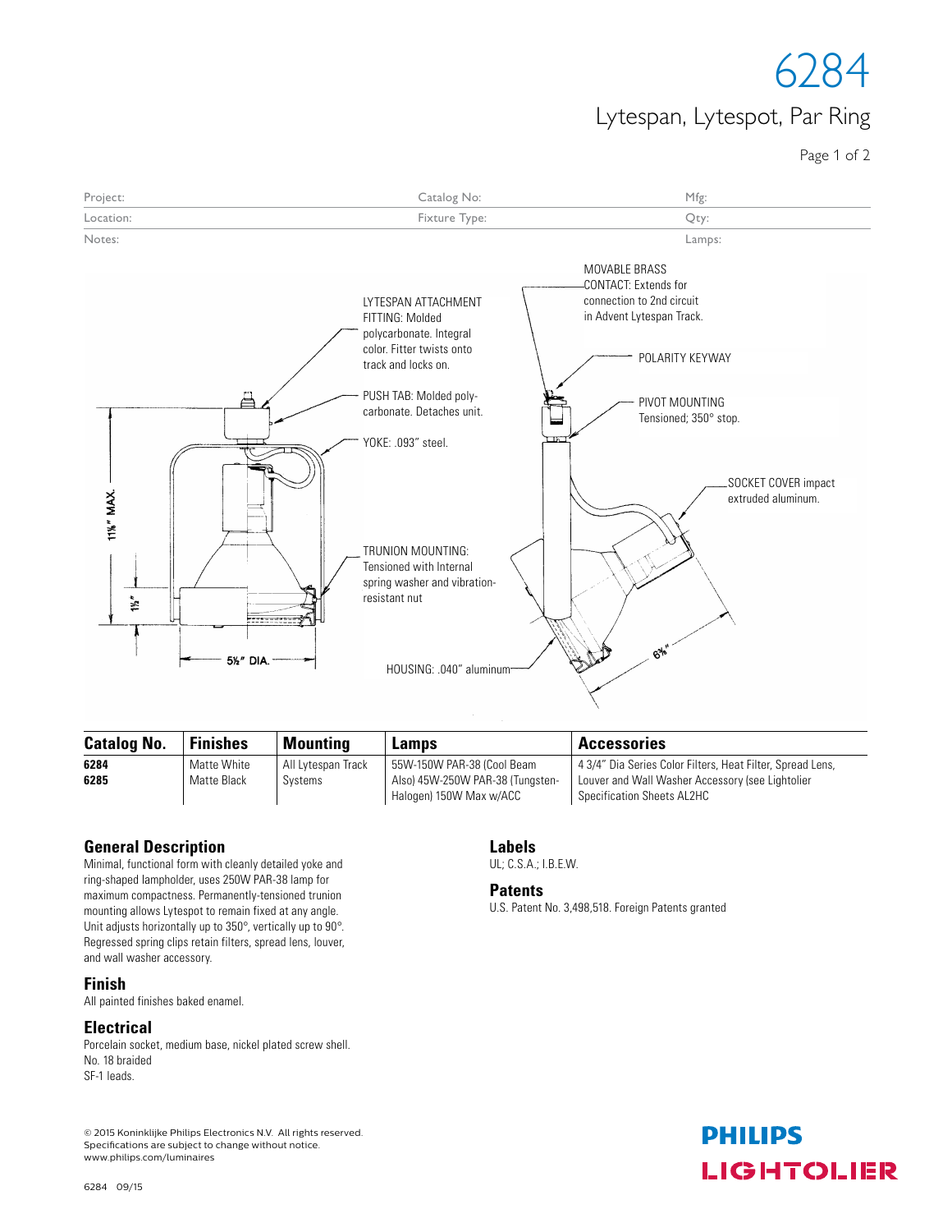# 6284

## Lytespan, Lytespot, Par Ring

| | | |
|---|---|---|
| Project: | Catalog No: | Mfg: |
| Location: | Fixture Type: | Qty: |
| Notes: | | Lamps: |

MOVABLE BRASS CONTACT: Extends for connection to 2nd circuit in Advent Lytespan Track.

LYTESPAN ATTACHMENT FITTING: Molded polycarbonate. Integral color. Fitter twists onto track and locks on.

POLARITY KEYWAY

PUSH TAB: Molded polycarbonate. Detaches unit.

PIVOT MOUNTING Tensioned; 350° stop.

YOKE: .093" steel.

SOCKET COVER impact extruded aluminum.

11⅞" MAX.

TRUNION MOUNTING: Tensioned with Internal spring washer and vibration-resistant nut

1½"

5½" DIA.

HOUSING: .040" aluminum

6⅜"

| Catalog No. | Finishes | Mounting | Lamps | Accessories |
|---|---|---|---|---|
| **6284** | Matte White | All Lytespan Track Systems | 55W-150W PAR-38 (Cool Beam Also) 45W-250W PAR-38 (Tungsten-Halogen) 150W Max w/ACC | 4 3/4" Dia Series Color Filters, Heat Filter, Spread Lens, Louver and Wall Washer Accessory (see Lightolier Specification Sheets AL2HC |
| **6285** | Matte Black | | | |

## General Description

Minimal, functional form with cleanly detailed yoke and ring-shaped lampholder, uses 250W PAR-38 lamp for maximum compactness. Permanently-tensioned trunion mounting allows Lytespot to remain fixed at any angle. Unit adjusts horizontally up to 350°, vertically up to 90°. Regressed spring clips retain filters, spread lens, louver, and wall washer accessory.

## Finish

All painted finishes baked enamel.

## Electrical

Porcelain socket, medium base, nickel plated screw shell. No. 18 braided SF-1 leads.

## Labels

UL; C.S.A.; I.B.E.W.

## Patents

U.S. Patent No. 3,498,518. Foreign Patents granted

© 2015 Koninklijke Philips Electronics N.V. All rights reserved. Specifications are subject to change without notice. www.philips.com/luminaires

PHILIPS LIGHTOLIER

6284 09/15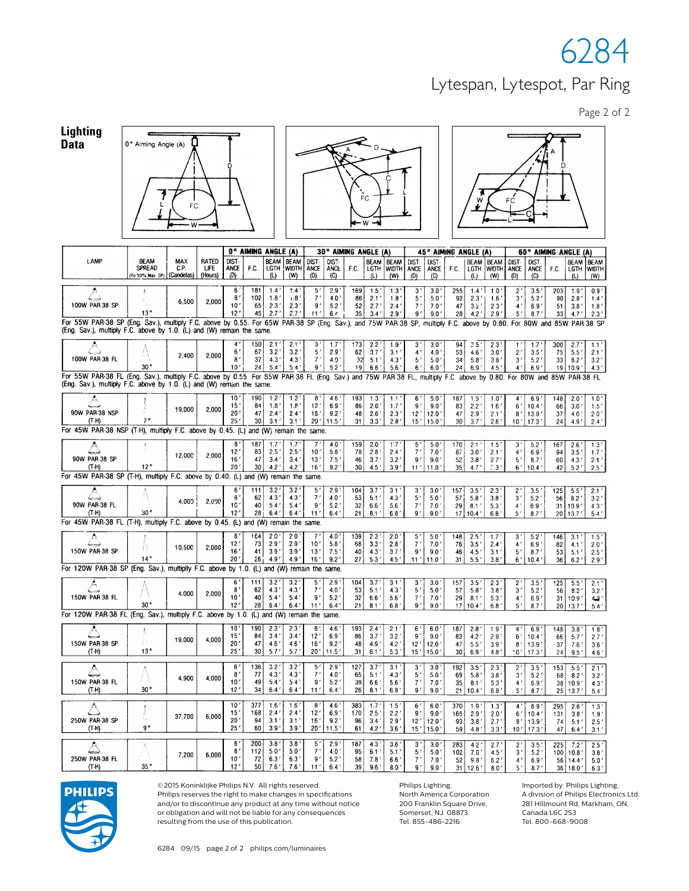# 6284

## Lytespan, Lytespot, Par Ring

### Lighting Data

0° Aiming Angle (A)

D

L

FC

W

A

D

C

L

FC

W

A

D

W

FC

C

L

| LAMP | BEAM SPREAD (To 50% Max. CP) | MAX C.P. (Candelas) | RATED LIFE (Hours) | 0° DIST-ANCE (D) | 0° F.C. | 0° BEAM LGTH (L) | 0° BEAM WIDTH (W) | 30° DIST-ANCE (D) | 30° DIST-ANCE (C) | 30° F.C. | 30° BEAM LGTH (L) | 30° BEAM WIDTH (W) | 45° DIST-ANCE (D) | 45° DIST-ANCE (C) | 45° F.C. | 45° BEAM LGTH (L) | 45° BEAM WIDTH (W) | 60° DIST-ANCE (D) | 60° DIST-ANCE (C) | 60° F.C. | 60° BEAM LGTH (L) | 60° BEAM WIDTH (W) |
|---|---|---|---|---|---|---|---|---|---|---|---|---|---|---|---|---|---|---|---|---|---|---|
| 100W PAR-38 SP | 13° | 6,500 | 2,000 | 6′ | 181 | 1.4′ | 1.4′ | 5′ | 2.9′ | 169 | 1.5′ | 1.3′ | 3′ | 3.0′ | 255 | 1.4′ | 1.0′ | 2′ | 3.5′ | 203 | 1.9′ | 0.9′ |
| | | | | 8′ | 102 | 1.8′ | 1.8′ | 7′ | 4.0′ | 86 | 2.1′ | 1.8′ | 5′ | 5.0′ | 92 | 2.3′ | 1.6′ | 3′ | 5.2′ | 90 | 2.8′ | 1.4′ |
| | | | | 10′ | 65 | 2.3′ | 2.3′ | 9′ | 5.2′ | 52 | 2.7′ | 2.4′ | 7′ | 7.0′ | 47 | 3.2′ | 2.3′ | 4′ | 6.9′ | 51 | 3.8′ | 1.8′ |
| | | | | 12′ | 45 | 2.7′ | 2.7′ | 11′ | 6.4′ | 35 | 3.4′ | 2.9′ | 9′ | 9.0′ | 28 | 4.2′ | 2.9′ | 5′ | 8.7′ | 33 | 4.7′ | 2.3′ |
| For 55W PAR-38 SP (Eng. Sav.), multiply F.C. above by 0.55. For 65W PAR-38 SP (Eng. Sav.), and 75W PAR-38 SP, multiply F.C. above by 0.80. For 80W and 85W PAR-38 SP (Eng. Sav.), multiply F.C. above by 1.0. (L) and (W) remain the same. | | | | | | | | | | | | | | | | | | | | | | |
| 100W PAR-38 FL | 30° | 2,400 | 2,000 | 4′ | 150 | 2.1′ | 2.1′ | 3′ | 1.7′ | 173 | 2.2′ | 1.9′ | 3′ | 3.0′ | 94 | 3.5′ | 2.3′ | 1′ | 1.7′ | 300 | 2.7′ | 1.1′ |
| | | | | 6′ | 67 | 3.2′ | 3.2′ | 5′ | 2.9′ | 62 | 3.7′ | 3.1′ | 4′ | 4.0′ | 53 | 4.6′ | 3.0′ | 2′ | 3.5′ | 75 | 5.5′ | 2.1′ |
| | | | | 8′ | 37 | 4.3′ | 4.3′ | 7′ | 4.0′ | 32 | 5.1′ | 4.3′ | 5′ | 5.0′ | 34 | 5.8′ | 3.8′ | 3′ | 5.2′ | 33 | 8.2′ | 3.2′ |
| | | | | 10′ | 24 | 5.4′ | 5.4′ | 9′ | 5.2′ | 19 | 6.6′ | 5.6′ | 6′ | 6.0′ | 24 | 6.9′ | 4.5′ | 4′ | 6.9′ | 19 | 10.9′ | 4.3′ |
| For 55W PAR-38 FL (Eng. Sav.), multiply F.C. above by 0.55. For 65W PAR-38 FL (Eng. Sav.) and 75W PAR-38 FL, multiply F.C. above by 0.80. For 80W and 85W PAR-38 FL (Eng. Sav.), multiply F.C. above by 1.0. (L) and (W) remain the same. | | | | | | | | | | | | | | | | | | | | | | |
| 90W PAR-38 NSP (T-H) | 7° | 19,000 | 2,000 | 10′ | 190 | 1.2′ | 1.2′ | 8′ | 4.6′ | 193 | 1.3′ | 1.1′ | 6′ | 5.0′ | 187 | 1.5′ | 1.0′ | 4′ | 6.9′ | 148 | 2.0′ | 1.0′ |
| | | | | 15′ | 84 | 1.8′ | 1.8′ | 12′ | 6.9′ | 86 | 2.0′ | 1.7′ | 9′ | 9.0′ | 83 | 2.2′ | 1.6′ | 6′ | 10.4′ | 66 | 3.0′ | 1.5′ |
| | | | | 20′ | 47 | 2.4′ | 2.4′ | 16′ | 9.2′ | 48 | 2.6′ | 2.3′ | 12′ | 12.0′ | 47 | 2.9′ | 2.1′ | 8′ | 13.9′ | 37 | 4.0′ | 2.0′ |
| | | | | 25′ | 30 | 3.1′ | 3.1′ | 20′ | 11.5′ | 31 | 3.3′ | 2.8′ | 15′ | 15.0′ | 30 | 3.7′ | 2.6′ | 10′ | 17.3′ | 24 | 4.9′ | 2.4′ |
| For 45W PAR-38 NSP (T-H), multiply F.C. above by 0.45. (L) and (W) remain the same. | | | | | | | | | | | | | | | | | | | | | | |
| 90W PAR-38 SP (T-H) | 12° | 12,000 | 2,000 | 8′ | 187 | 1.7′ | 1.7′ | 7′ | 4.0′ | 159 | 2.0′ | 1.7′ | 5′ | 5.0′ | 170 | 2.1′ | 1.5′ | 3′ | 5.2′ | 167 | 2.6′ | 1.3′ |
| | | | | 12′ | 83 | 2.5′ | 2.5′ | 10′ | 5.8′ | 78 | 2.8′ | 2.4′ | 7′ | 7.0′ | 87 | 3.0′ | 2.1′ | 4′ | 6.9′ | 94 | 3.5′ | 1.7′ |
| | | | | 16′ | 47 | 3.4′ | 3.4′ | 13′ | 7.5′ | 46 | 3.7′ | 3.2′ | 9′ | 9.0′ | 52 | 3.8′ | 2.7′ | 5′ | 8.7′ | 60 | 4.3′ | 2.1′ |
| | | | | 20′ | 30 | 4.2′ | 4.2′ | 16′ | 9.2′ | 30 | 4.5′ | 3.9′ | 11′ | 11.0′ | 35 | 4.7′ | 3.3′ | 6′ | 10.4′ | 42 | 5.2′ | 2.5′ |
| For 45W PAR-38 SP (T-H), multiply F.C. above by 0.40. (L) and (W) remain the same. | | | | | | | | | | | | | | | | | | | | | | |
| 90W PAR-38 FL (T-H) | 30° | 4,000 | 2,000 | 6′ | 111 | 3.2′ | 3.2′ | 5′ | 2.9′ | 104 | 3.7′ | 3.1′ | 3′ | 3.0′ | 157 | 3.5′ | 2.3′ | 2′ | 3.5′ | 125 | 5.5′ | 2.1′ |
| | | | | 8′ | 62 | 4.3′ | 4.3′ | 7′ | 4.0′ | 53 | 5.1′ | 4.3′ | 5′ | 5.0′ | 57 | 5.8′ | 3.8′ | 3′ | 5.2′ | 56 | 8.2′ | 3.2′ |
| | | | | 10′ | 40 | 5.4′ | 5.4′ | 9′ | 5.2′ | 32 | 6.6′ | 5.6′ | 7′ | 7.0′ | 29 | 8.1′ | 5.3′ | 4′ | 6.9′ | 31 | 10.9′ | 4.3′ |
| | | | | 12′ | 28 | 6.4′ | 6.4′ | 11′ | 6.4′ | 21 | 8.1′ | 6.8′ | 9′ | 9.0′ | 17 | 10.4′ | 6.8′ | 5′ | 8.7′ | 20 | 13.7′ | 5.4′ |
| For 45W PAR-38 FL (T-H), multiply F.C. above by 0.45. (L) and (W) remain the same. | | | | | | | | | | | | | | | | | | | | | | |
| 150W PAR-38 SP | 14° | 10,500 | 2,000 | 8′ | 164 | 2.0′ | 2.0′ | 7′ | 4.0′ | 139 | 2.3′ | 2.0′ | 5′ | 5.0′ | 148 | 2.5′ | 1.7′ | 3′ | 5.2′ | 146 | 3.1′ | 1.5′ |
| | | | | 12′ | 73 | 2.9′ | 2.9′ | 10′ | 5.8′ | 68 | 3.3′ | 2.8′ | 7′ | 7.0′ | 76 | 3.5′ | 2.4′ | 4′ | 6.9′ | 82 | 4.1′ | 2.0′ |
| | | | | 16′ | 41 | 3.9′ | 3.9′ | 13′ | 7.5′ | 40 | 4.3′ | 3.7′ | 9′ | 9.0′ | 46 | 4.5′ | 3.1′ | 5′ | 8.7′ | 53 | 5.1′ | 2.5′ |
| | | | | 20′ | 26 | 4.9′ | 4.9′ | 16′ | 9.2′ | 27 | 5.3′ | 4.5′ | 11′ | 11.0′ | 31 | 5.5′ | 3.8′ | 6′ | 10.4′ | 36 | 6.2′ | 2.9′ |
| For 120W PAR-38 SP (Eng. Sav.), multiply F.C. above by 1.0. (L) and (W) remain the same. | | | | | | | | | | | | | | | | | | | | | | |
| 150W PAR-38 FL | 30° | 4,000 | 2,000 | 6′ | 111 | 3.2′ | 3.2′ | 5′ | 2.9′ | 104 | 3.7′ | 3.1′ | 3′ | 3.0′ | 157 | 3.5′ | 2.3′ | 2′ | 3.5′ | 125 | 5.5′ | 2.1′ |
| | | | | 8′ | 62 | 4.3′ | 4.3′ | 7′ | 4.0′ | 53 | 5.1′ | 4.3′ | 5′ | 5.0′ | 57 | 5.8′ | 3.8′ | 3′ | 5.2′ | 56 | 8.2′ | 3.2′ |
| | | | | 10′ | 40 | 5.4′ | 5.4′ | 9′ | 5.2′ | 32 | 6.6′ | 5.6′ | 7′ | 7.0′ | 29 | 8.1′ | 5.3′ | 4′ | 6.9′ | 31 | 10.9′ | 4.2′ |
| | | | | 12′ | 28 | 6.4′ | 6.4′ | 11′ | 6.4′ | 21 | 8.1′ | 6.8′ | 9′ | 9.0′ | 17 | 10.4′ | 6.8′ | 5′ | 8.7′ | 20 | 13.7′ | 5.4′ |
| For 120W PAR-38 FL (Eng. Sav.), multiply F.C. above by 1.0. (L) and (W) remain the same. | | | | | | | | | | | | | | | | | | | | | | |
| 150W PAR-38 SP (T-H) | 13° | 19,000 | 4,000 | 10′ | 190 | 2.3′ | 2.3′ | 8′ | 4.6′ | 193 | 2.4′ | 2.1′ | 6′ | 6.0′ | 187 | 2.8′ | 1.9′ | 4′ | 6.9′ | 148 | 3.8′ | 1.8′ |
| | | | | 15′ | 84 | 3.4′ | 3.4′ | 12′ | 6.9′ | 86 | 3.7′ | 3.2′ | 9′ | 9.0′ | 83 | 4.2′ | 2.9′ | 6′ | 10.4′ | 66 | 5.7′ | 2.7′ |
| | | | | 20′ | 47 | 4.6′ | 4.6′ | 16′ | 9.2′ | 48 | 4.9′ | 4.2′ | 12′ | 12.0′ | 47 | 5.5′ | 3.9′ | 8′ | 13.9′ | 37 | 7.6′ | 3.6′ |
| | | | | 25′ | 30 | 5.7′ | 5.7′ | 20′ | 11.5′ | 31 | 6.1′ | 5.3′ | 15′ | 15.0′ | 30 | 6.9′ | 4.8′ | 10′ | 17.3′ | 24 | 9.5′ | 4.6′ |
| 150W PAR-38 FL (T-H) | 30° | 4,900 | 4,000 | 6′ | 136 | 3.2′ | 3.2′ | 5′ | 2.9′ | 127 | 3.7′ | 3.1′ | 3′ | 3.0′ | 192 | 3.5′ | 2.3′ | 2′ | 3.5′ | 153 | 5.5′ | 2.1′ |
| | | | | 8′ | 77 | 4.3′ | 4.3′ | 7′ | 4.0′ | 65 | 5.1′ | 4.3′ | 5′ | 5.0′ | 69 | 5.8′ | 3.8′ | 3′ | 5.2′ | 68 | 8.2′ | 3.2′ |
| | | | | 10′ | 49 | 5.4′ | 5.4′ | 9′ | 5.2′ | 39 | 6.6′ | 5.6′ | 7′ | 7.0′ | 35 | 8.1′ | 5.3′ | 4′ | 6.9′ | 38 | 10.9′ | 4.3′ |
| | | | | 12′ | 34 | 6.4′ | 6.4′ | 11′ | 6.4′ | 26 | 8.1′ | 6.8′ | 9′ | 9.0′ | 21 | 10.4′ | 6.8′ | 5′ | 8.7′ | 25 | 13.7′ | 5.4′ |
| 250W PAR-38 SP (T-H) | 9° | 37,700 | 6,000 | 10′ | 377 | 1.6′ | 1.6′ | 8′ | 4.6′ | 383 | 1.7′ | 1.5′ | 6′ | 6.0′ | 370 | 1.9′ | 1.3′ | 4′ | 6.9′ | 295 | 2.6′ | 1.3′ |
| | | | | 15′ | 168 | 2.4′ | 2.4′ | 12′ | 6.9′ | 170 | 2.5′ | 2.2′ | 9′ | 9.0′ | 165 | 2.9′ | 2.0′ | 6′ | 10.4′ | 131 | 3.8′ | 1.9′ |
| | | | | 20′ | 94 | 3.1′ | 3.1′ | 16′ | 9.2′ | 96 | 3.4′ | 2.9′ | 12′ | 12.0′ | 93 | 3.8′ | 2.7′ | 8′ | 13.9′ | 74 | 5.1′ | 2.5′ |
| | | | | 25′ | 60 | 3.9′ | 3.9′ | 20′ | 11.5′ | 61 | 4.2′ | 3.6′ | 15′ | 15.0′ | 59 | 4.8′ | 3.3′ | 10′ | 17.3′ | 47 | 6.4′ | 3.1′ |
| 250W PAR-38 FL (T-H) | 35° | 7,200 | 6,000 | 6′ | 200 | 3.8′ | 3.8′ | 5′ | 2.9′ | 187 | 4.3′ | 3.6′ | 3′ | 3.0′ | 283 | 4.2′ | 2.7′ | 2′ | 3.5′ | 225 | 7.2′ | 2.5′ |
| | | | | 8′ | 112 | 5.0′ | 5.0′ | 7′ | 4.0′ | 95 | 6.1′ | 5.1′ | 5′ | 5.0′ | 102 | 7.0′ | 4.5′ | 3′ | 5.2′ | 100 | 10.8′ | 3.8′ |
| | | | | 10′ | 72 | 6.3′ | 6.3′ | 9′ | 5.2′ | 58 | 7.8′ | 6.6′ | 7′ | 7.0′ | 52 | 9.8′ | 6.2′ | 4′ | 6.9′ | 56 | 14.4′ | 5.0′ |
| | | | | 12′ | 50 | 7.6′ | 7.6′ | 11′ | 6.4′ | 39 | 9.6′ | 8.0′ | 9′ | 9.0′ | 31 | 12.6′ | 8.0′ | 5′ | 8.7′ | 36 | 18.0′ | 6.3′ |

©2015 Koninklijke Philips N.V. All rights reserved.
Philips reserves the right to make changes in specifications and/or to discontinue any product at any time without notice or obligation and will not be liable for any consequences resulting from the use of this publication.

Philips Lighting,
North America Corporation
200 Franklin Square Drive,
Somerset, NJ 08873
Tel. 855-486-2216

Imported by: Philips Lighting,
A division of Philips Electronics Ltd.
281 Hillmount Rd, Markham, ON,
Canada L6C 2S3
Tel. 800-668-9008

6284 09/15 page 2 of 2 philips.com/luminaires